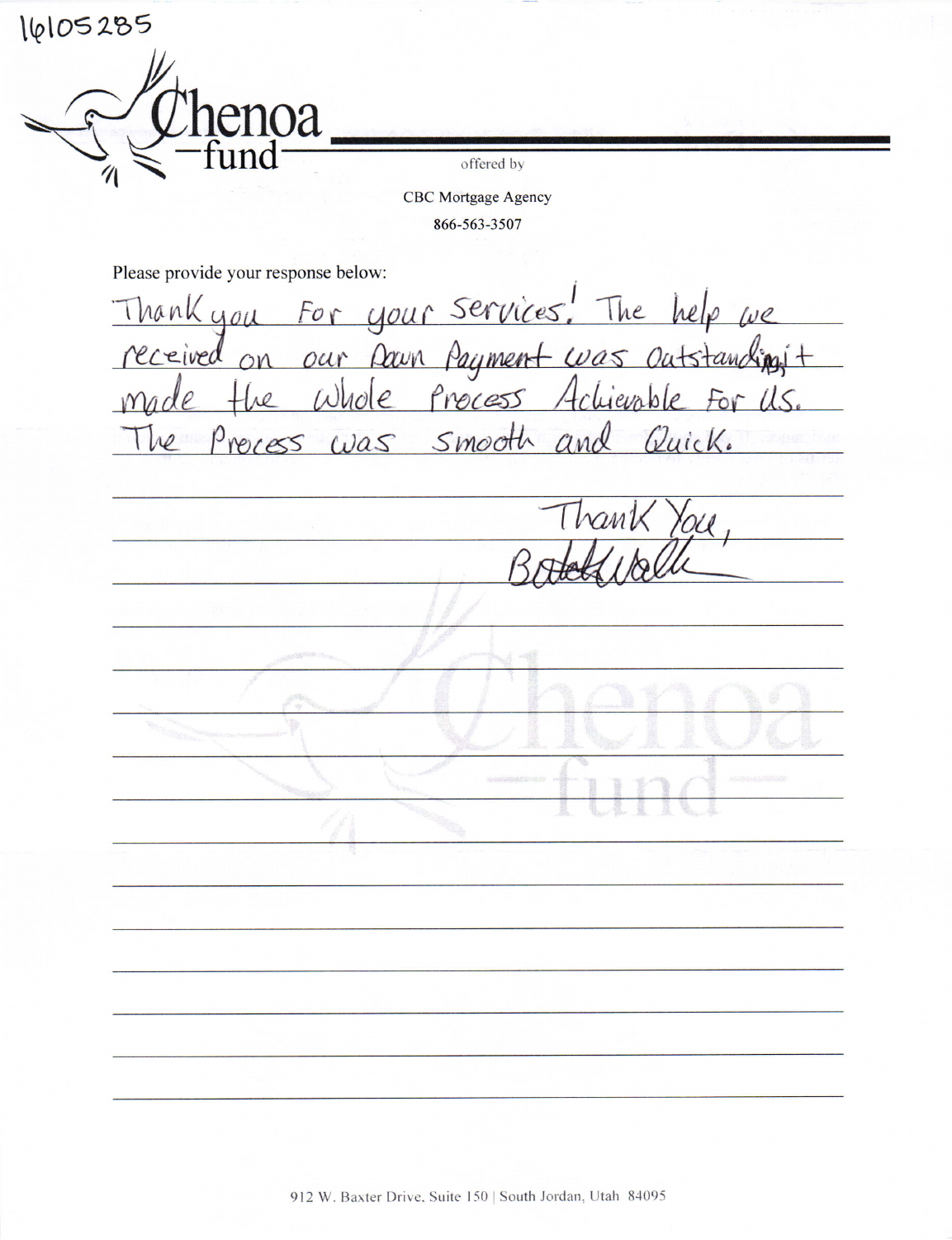16105285

**Chenoa fund**

offered by

CBC Mortgage Agency

866-563-3507

Please provide your response below:

Thank you For your Services! The help we received on our Down Payment was Outstanding, it made the whole Process Achievable For Us. The Process was Smooth and Quick.

Thank You,

Bobby Walk

912 W. Baxter Drive, Suite 150 | South Jordan, Utah 84095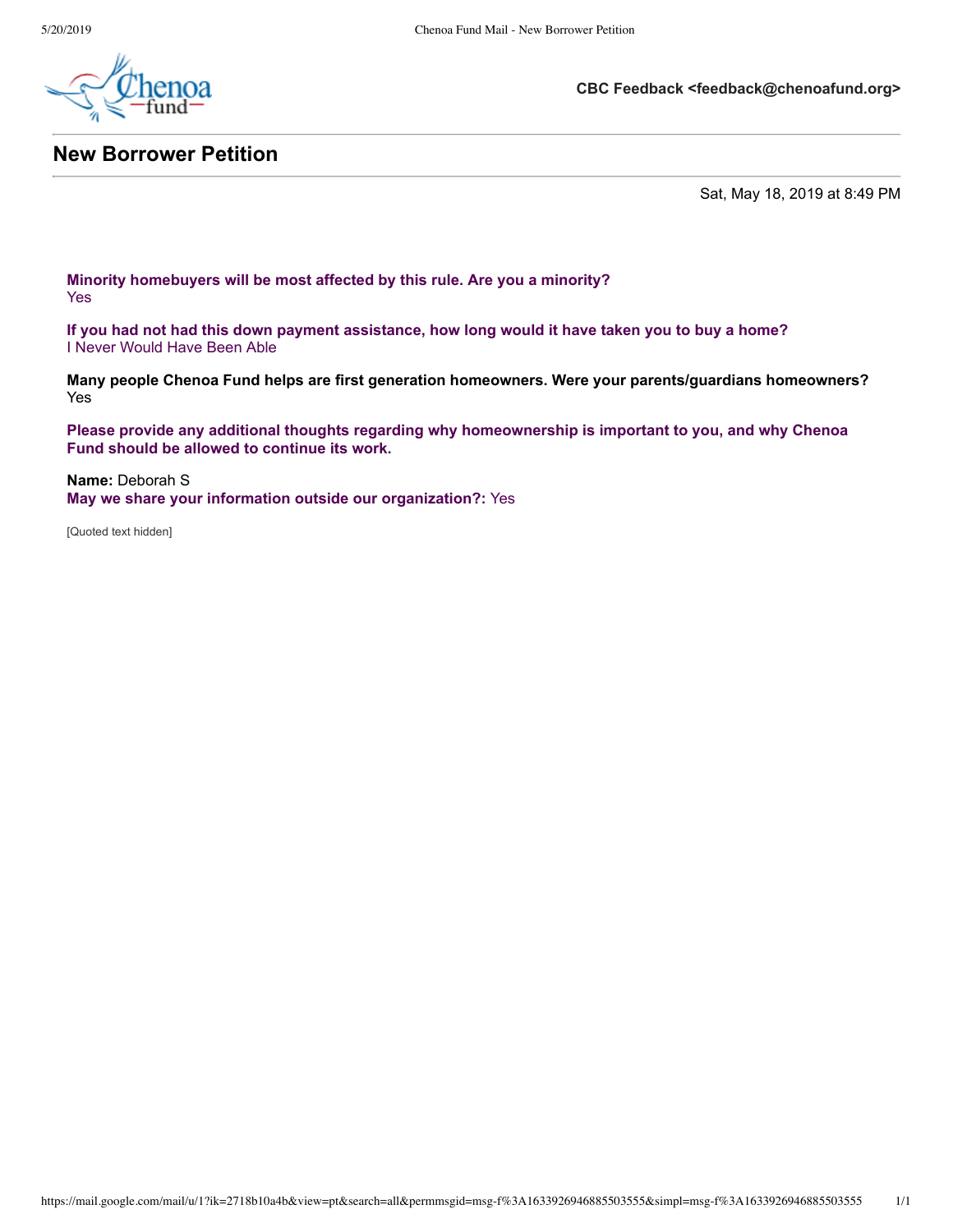**CBC Feedback <feedback@chenoafund.org>**

## New Borrower Petition

Sat, May 18, 2019 at 8:49 PM

**Minority homebuyers will be most affected by this rule. Are you a minority?**
Yes

**If you had not had this down payment assistance, how long would it have taken you to buy a home?**
I Never Would Have Been Able

**Many people Chenoa Fund helps are first generation homeowners. Were your parents/guardians homeowners?**
Yes

**Please provide any additional thoughts regarding why homeownership is important to you, and why Chenoa Fund should be allowed to continue its work.**

**Name:** Deborah S
**May we share your information outside our organization?:** Yes

[Quoted text hidden]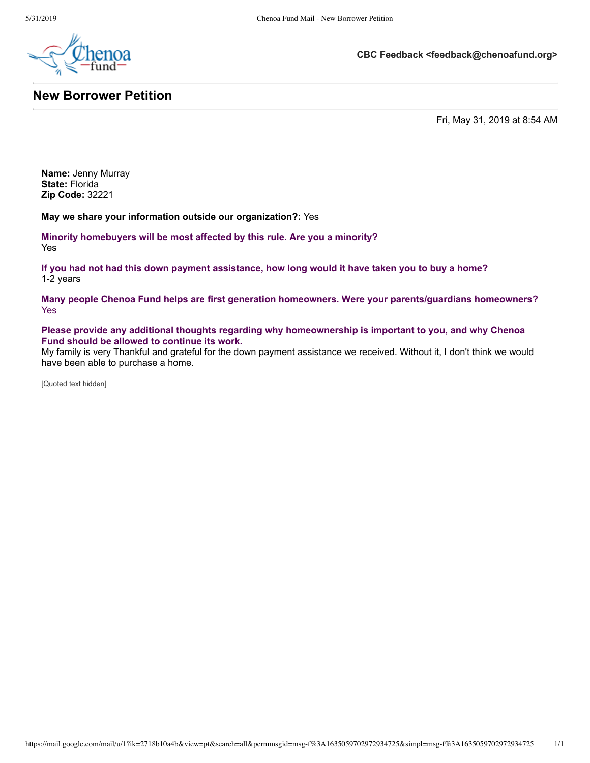CBC Feedback <feedback@chenoafund.org>

# New Borrower Petition

Fri, May 31, 2019 at 8:54 AM

**Name:** Jenny Murray
**State:** Florida
**Zip Code:** 32221

**May we share your information outside our organization?:** Yes

**Minority homebuyers will be most affected by this rule. Are you a minority?**
Yes

**If you had not had this down payment assistance, how long would it have taken you to buy a home?**
1-2 years

**Many people Chenoa Fund helps are first generation homeowners. Were your parents/guardians homeowners?**
Yes

**Please provide any additional thoughts regarding why homeownership is important to you, and why Chenoa Fund should be allowed to continue its work.**
My family is very Thankful and grateful for the down payment assistance we received. Without it, I don't think we would have been able to purchase a home.

[Quoted text hidden]